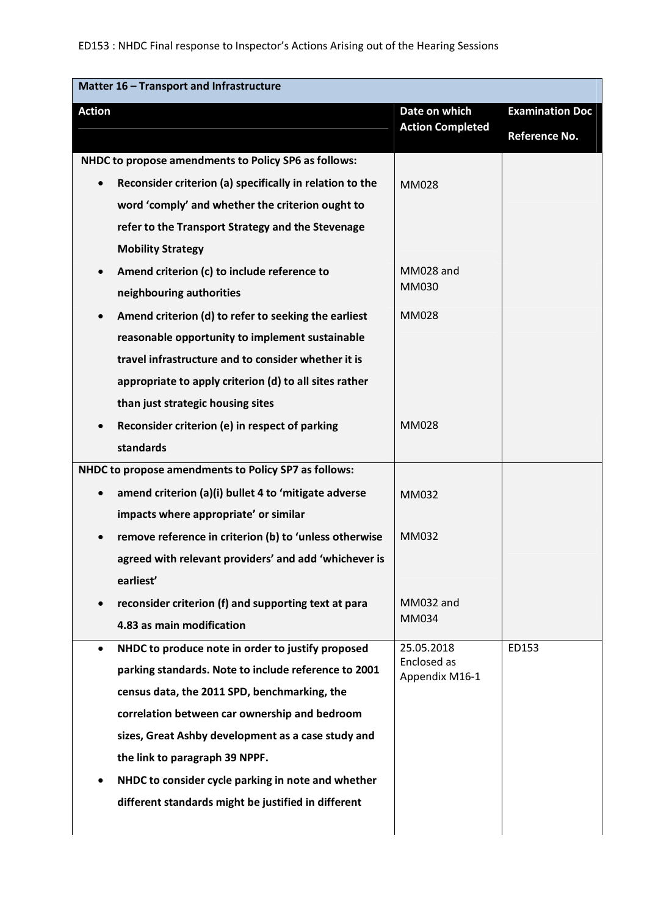ED153 : NHDC Final response to Inspector's Actions Arising out of the Hearing Sessions

| Matter 16 – Transport and Infrastructure | | |
|---|---|---|
| **Action** | **Date on which Action Completed** | **Examination Doc Reference No.** |
| **NHDC to propose amendments to Policy SP6 as follows:** | | |
| • **Reconsider criterion (a) specifically in relation to the word 'comply' and whether the criterion ought to refer to the Transport Strategy and the Stevenage Mobility Strategy** | MM028 | |
| • **Amend criterion (c) to include reference to neighbouring authorities** | MM028 and MM030 | |
| • **Amend criterion (d) to refer to seeking the earliest reasonable opportunity to implement sustainable travel infrastructure and to consider whether it is appropriate to apply criterion (d) to all sites rather than just strategic housing sites** | MM028 | |
| • **Reconsider criterion (e) in respect of parking standards** | MM028 | |
| **NHDC to propose amendments to Policy SP7 as follows:** | | |
| • **amend criterion (a)(i) bullet 4 to 'mitigate adverse impacts where appropriate' or similar** | MM032 | |
| • **remove reference in criterion (b) to 'unless otherwise agreed with relevant providers' and add 'whichever is earliest'** | MM032 | |
| • **reconsider criterion (f) and supporting text at para 4.83 as main modification** | MM032 and MM034 | |
| • **NHDC to produce note in order to justify proposed parking standards. Note to include reference to 2001 census data, the 2011 SPD, benchmarking, the correlation between car ownership and bedroom sizes, Great Ashby development as a case study and the link to paragraph 39 NPPF.**<br>• **NHDC to consider cycle parking in note and whether different standards might be justified in different** | 25.05.2018 Enclosed as Appendix M16-1 | ED153 |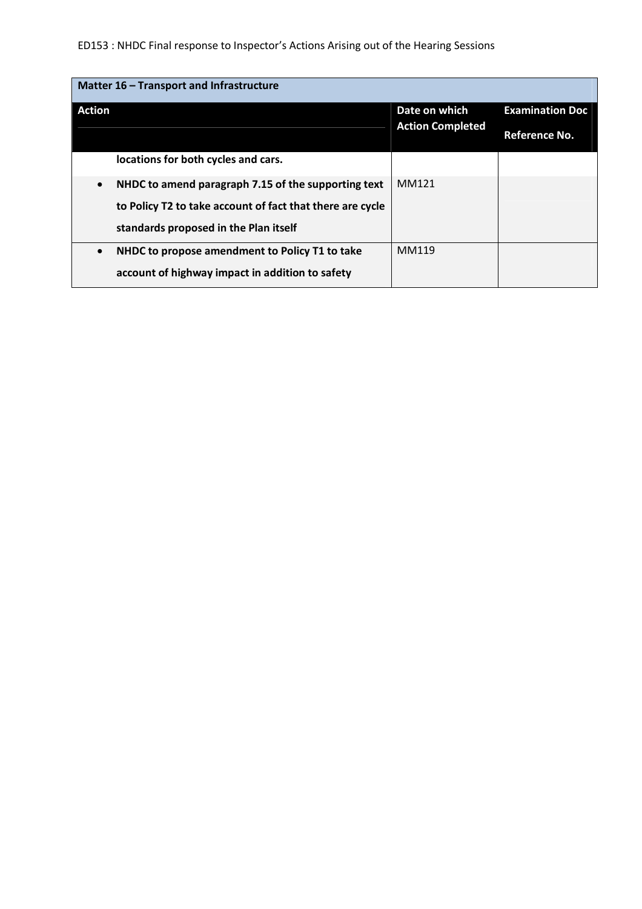| Matter 16 – Transport and Infrastructure | | |
|---|---|---|
| **Action** | **Date on which Action Completed** | **Examination Doc Reference No.** |
| **locations for both cycles and cars.** | | |
| • **NHDC to amend paragraph 7.15 of the supporting text to Policy T2 to take account of fact that there are cycle standards proposed in the Plan itself** | MM121 | |
| • **NHDC to propose amendment to Policy T1 to take account of highway impact in addition to safety** | MM119 | |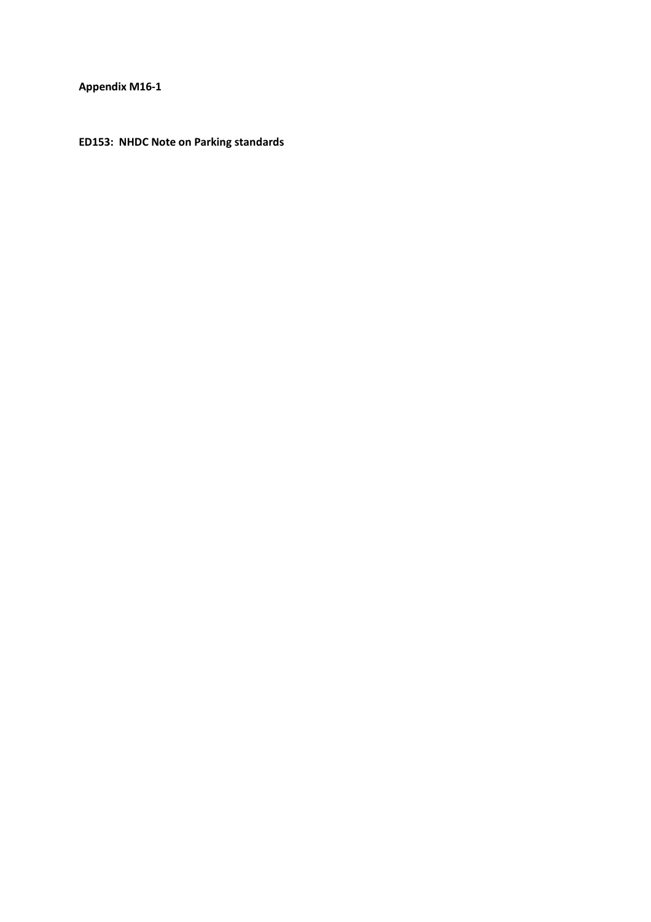**Appendix M16-1**

**ED153: NHDC Note on Parking standards**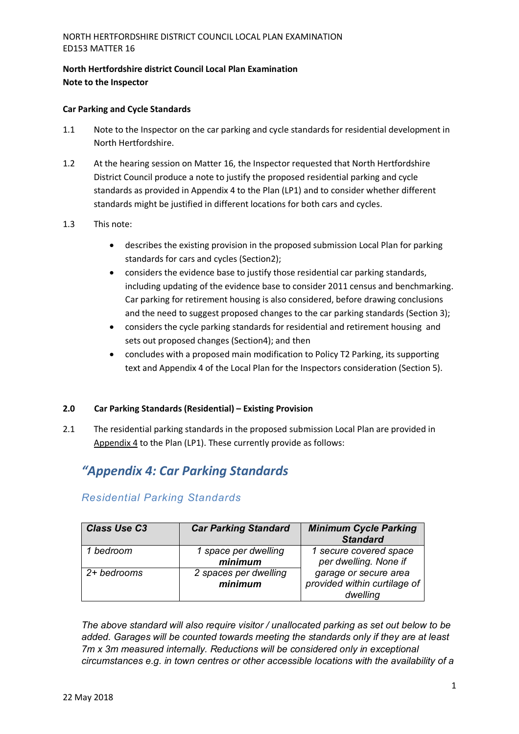**North Hertfordshire district Council Local Plan Examination**
**Note to the Inspector**

**Car Parking and Cycle Standards**

1.1 Note to the Inspector on the car parking and cycle standards for residential development in North Hertfordshire.

1.2 At the hearing session on Matter 16, the Inspector requested that North Hertfordshire District Council produce a note to justify the proposed residential parking and cycle standards as provided in Appendix 4 to the Plan (LP1) and to consider whether different standards might be justified in different locations for both cars and cycles.

1.3 This note:

- describes the existing provision in the proposed submission Local Plan for parking standards for cars and cycles (Section2);
- considers the evidence base to justify those residential car parking standards, including updating of the evidence base to consider 2011 census and benchmarking. Car parking for retirement housing is also considered, before drawing conclusions and the need to suggest proposed changes to the car parking standards (Section 3);
- considers the cycle parking standards for residential and retirement housing and sets out proposed changes (Section4); and then
- concludes with a proposed main modification to Policy T2 Parking, its supporting text and Appendix 4 of the Local Plan for the Inspectors consideration (Section 5).

**2.0 Car Parking Standards (Residential) – Existing Provision**

2.1 The residential parking standards in the proposed submission Local Plan are provided in Appendix 4 to the Plan (LP1). These currently provide as follows:

## *"Appendix 4: Car Parking Standards*

### *Residential Parking Standards*

| ***Class Use C3*** | ***Car Parking Standard*** | ***Minimum Cycle Parking Standard*** |
|---|---|---|
| *1 bedroom* | *1 space per dwelling **minimum*** | *1 secure covered space per dwelling. None if garage or secure area provided within curtilage of dwelling* |
| *2+ bedrooms* | *2 spaces per dwelling **minimum*** | |

*The above standard will also require visitor / unallocated parking as set out below to be added. Garages will be counted towards meeting the standards only if they are at least 7m x 3m measured internally. Reductions will be considered only in exceptional circumstances e.g. in town centres or other accessible locations with the availability of a*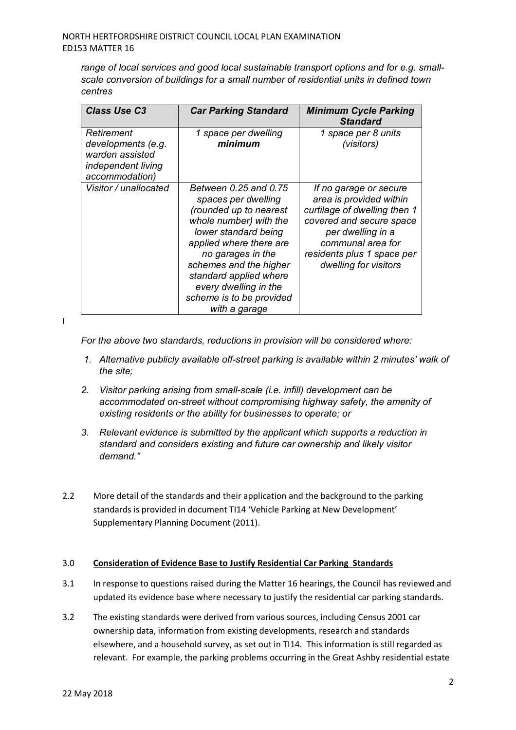*range of local services and good local sustainable transport options and for e.g. small-scale conversion of buildings for a small number of residential units in defined town centres*

| *Class Use C3* | *Car Parking Standard* | *Minimum Cycle Parking Standard* |
|---|---|---|
| *Retirement developments (e.g. warden assisted independent living accommodation)* | *1 space per dwelling* ***minimum*** | *1 space per 8 units (visitors)* |
| *Visitor / unallocated* | *Between 0.25 and 0.75 spaces per dwelling (rounded up to nearest whole number) with the lower standard being applied where there are no garages in the schemes and the higher standard applied where every dwelling in the scheme is to be provided with a garage* | *If no garage or secure area is provided within curtilage of dwelling then 1 covered and secure space per dwelling in a communal area for residents plus 1 space per dwelling for visitors* |

I

*For the above two standards, reductions in provision will be considered where:*

1. *Alternative publicly available off-street parking is available within 2 minutes' walk of the site;*
2. *Visitor parking arising from small-scale (i.e. infill) development can be accommodated on-street without compromising highway safety, the amenity of existing residents or the ability for businesses to operate; or*
3. *Relevant evidence is submitted by the applicant which supports a reduction in standard and considers existing and future car ownership and likely visitor demand."*

2.2 More detail of the standards and their application and the background to the parking standards is provided in document TI14 'Vehicle Parking at New Development' Supplementary Planning Document (2011).

3.0 **Consideration of Evidence Base to Justify Residential Car Parking Standards**

3.1 In response to questions raised during the Matter 16 hearings, the Council has reviewed and updated its evidence base where necessary to justify the residential car parking standards.

3.2 The existing standards were derived from various sources, including Census 2001 car ownership data, information from existing developments, research and standards elsewhere, and a household survey, as set out in TI14. This information is still regarded as relevant. For example, the parking problems occurring in the Great Ashby residential estate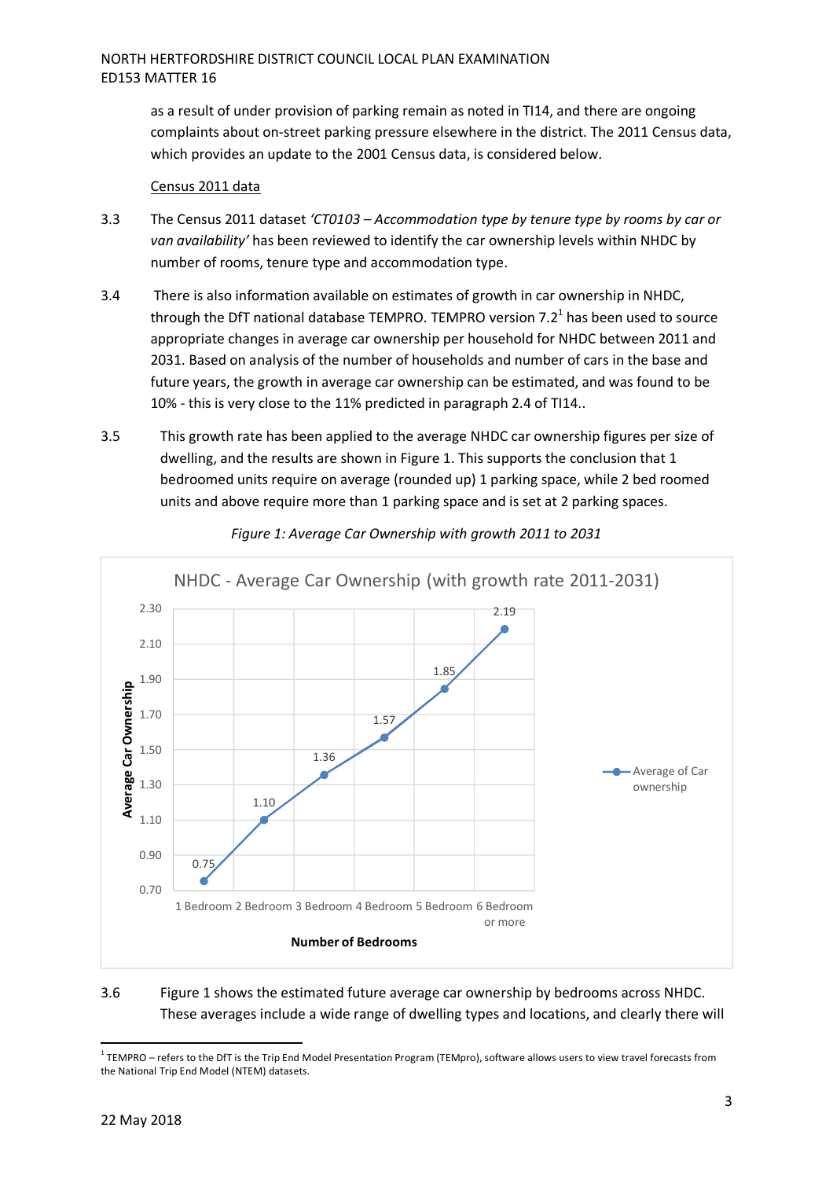as a result of under provision of parking remain as noted in TI14, and there are ongoing complaints about on-street parking pressure elsewhere in the district. The 2011 Census data, which provides an update to the 2001 Census data, is considered below.

Census 2011 data

3.3 The Census 2011 dataset *'CT0103 – Accommodation type by tenure type by rooms by car or van availability'* has been reviewed to identify the car ownership levels within NHDC by number of rooms, tenure type and accommodation type.

3.4 There is also information available on estimates of growth in car ownership in NHDC, through the DfT national database TEMPRO. TEMPRO version 7.2[1] has been used to source appropriate changes in average car ownership per household for NHDC between 2011 and 2031. Based on analysis of the number of households and number of cars in the base and future years, the growth in average car ownership can be estimated, and was found to be 10% - this is very close to the 11% predicted in paragraph 2.4 of TI14..

3.5 This growth rate has been applied to the average NHDC car ownership figures per size of dwelling, and the results are shown in Figure 1. This supports the conclusion that 1 bedroomed units require on average (rounded up) 1 parking space, while 2 bed roomed units and above require more than 1 parking space and is set at 2 parking spaces.

*Figure 1: Average Car Ownership with growth 2011 to 2031*

NHDC - Average Car Ownership (with growth rate 2011-2031)

| Number of Bedrooms | Average of Car ownership |
|---|---|
| 1 Bedroom | 0.75 |
| 2 Bedroom | 1.10 |
| 3 Bedroom | 1.36 |
| 4 Bedroom | 1.57 |
| 5 Bedroom | 1.85 |
| 6 Bedroom or more | 2.19 |

3.6 Figure 1 shows the estimated future average car ownership by bedrooms across NHDC. These averages include a wide range of dwelling types and locations, and clearly there will

[1] TEMPRO – refers to the DfT is the Trip End Model Presentation Program (TEMpro), software allows users to view travel forecasts from the National Trip End Model (NTEM) datasets.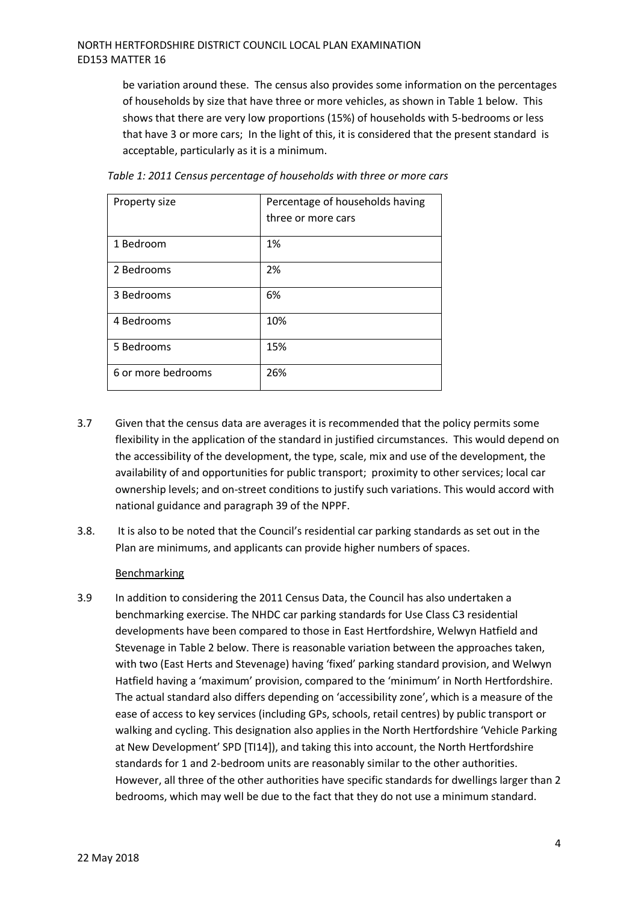be variation around these. The census also provides some information on the percentages of households by size that have three or more vehicles, as shown in Table 1 below. This shows that there are very low proportions (15%) of households with 5-bedrooms or less that have 3 or more cars; In the light of this, it is considered that the present standard is acceptable, particularly as it is a minimum.

*Table 1: 2011 Census percentage of households with three or more cars*

| Property size | Percentage of households having three or more cars |
|---|---|
| 1 Bedroom | 1% |
| 2 Bedrooms | 2% |
| 3 Bedrooms | 6% |
| 4 Bedrooms | 10% |
| 5 Bedrooms | 15% |
| 6 or more bedrooms | 26% |

3.7 Given that the census data are averages it is recommended that the policy permits some flexibility in the application of the standard in justified circumstances. This would depend on the accessibility of the development, the type, scale, mix and use of the development, the availability of and opportunities for public transport; proximity to other services; local car ownership levels; and on-street conditions to justify such variations. This would accord with national guidance and paragraph 39 of the NPPF.

3.8. It is also to be noted that the Council's residential car parking standards as set out in the Plan are minimums, and applicants can provide higher numbers of spaces.

Benchmarking

3.9 In addition to considering the 2011 Census Data, the Council has also undertaken a benchmarking exercise. The NHDC car parking standards for Use Class C3 residential developments have been compared to those in East Hertfordshire, Welwyn Hatfield and Stevenage in Table 2 below. There is reasonable variation between the approaches taken, with two (East Herts and Stevenage) having 'fixed' parking standard provision, and Welwyn Hatfield having a 'maximum' provision, compared to the 'minimum' in North Hertfordshire. The actual standard also differs depending on 'accessibility zone', which is a measure of the ease of access to key services (including GPs, schools, retail centres) by public transport or walking and cycling. This designation also applies in the North Hertfordshire 'Vehicle Parking at New Development' SPD [TI14]), and taking this into account, the North Hertfordshire standards for 1 and 2-bedroom units are reasonably similar to the other authorities. However, all three of the other authorities have specific standards for dwellings larger than 2 bedrooms, which may well be due to the fact that they do not use a minimum standard.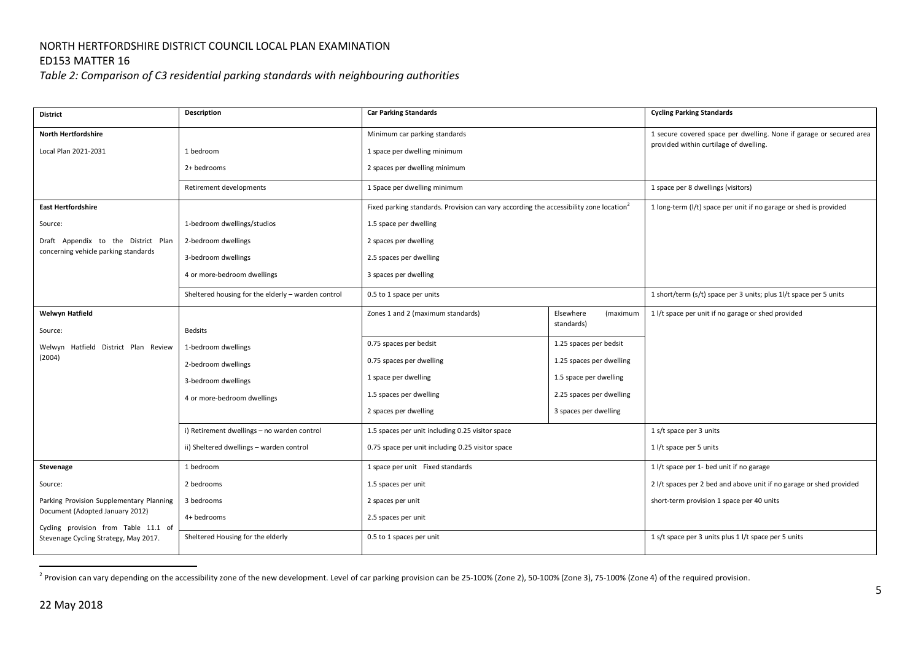NORTH HERTFORDSHIRE DISTRICT COUNCIL LOCAL PLAN EXAMINATION

ED153 MATTER 16

*Table 2: Comparison of C3 residential parking standards with neighbouring authorities*

| District | Description | Car Parking Standards | | Cycling Parking Standards |
|---|---|---|---|---|
| **North Hertfordshire**<br>Local Plan 2021-2031 | <br>1 bedroom<br>2+ bedrooms | Minimum car parking standards<br>1 space per dwelling minimum<br>2 spaces per dwelling minimum | | 1 secure covered space per dwelling. None if garage or secured area provided within curtilage of dwelling. |
| | Retirement developments | 1 Space per dwelling minimum | | 1 space per 8 dwellings (visitors) |
| **East Hertfordshire**<br>Source:<br>Draft Appendix to the District Plan concerning vehicle parking standards | <br>1-bedroom dwellings/studios<br>2-bedroom dwellings<br>3-bedroom dwellings<br>4 or more-bedroom dwellings | Fixed parking standards. Provision can vary according the accessibility zone location[2]<br>1.5 space per dwelling<br>2 spaces per dwelling<br>2.5 spaces per dwelling<br>3 spaces per dwelling | | 1 long-term (l/t) space per unit if no garage or shed is provided |
| | Sheltered housing for the elderly – warden control | 0.5 to 1 space per units | | 1 short/term (s/t) space per 3 units; plus 1l/t space per 5 units |
| **Welwyn Hatfield**<br>Source:<br>Welwyn Hatfield District Plan Review (2004) | <br>Bedsits<br>1-bedroom dwellings<br>2-bedroom dwellings<br>3-bedroom dwellings<br>4 or more-bedroom dwellings | Zones 1 and 2 (maximum standards)<br>0.75 spaces per bedsit<br>0.75 spaces per dwelling<br>1 space per dwelling<br>1.5 spaces per dwelling<br>2 spaces per dwelling | Elsewhere (maximum standards)<br>1.25 spaces per bedsit<br>1.25 spaces per dwelling<br>1.5 space per dwelling<br>2.25 spaces per dwelling<br>3 spaces per dwelling | 1 l/t space per unit if no garage or shed provided |
| | i) Retirement dwellings – no warden control<br>ii) Sheltered dwellings – warden control | 1.5 spaces per unit including 0.25 visitor space<br>0.75 space per unit including 0.25 visitor space | | 1 s/t space per 3 units<br>1 l/t space per 5 units |
| **Stevenage**<br>Source:<br>Parking Provision Supplementary Planning Document (Adopted January 2012)<br>Cycling provision from Table 11.1 of Stevenage Cycling Strategy, May 2017. | 1 bedroom<br>2 bedrooms<br>3 bedrooms<br>4+ bedrooms | 1 space per unit Fixed standards<br>1.5 spaces per unit<br>2 spaces per unit<br>2.5 spaces per unit | | 1 l/t space per 1- bed unit if no garage<br>2 l/t spaces per 2 bed and above unit if no garage or shed provided<br>short-term provision 1 space per 40 units |
| | Sheltered Housing for the elderly | 0.5 to 1 spaces per unit | | 1 s/t space per 3 units plus 1 l/t space per 5 units |

[2] Provision can vary depending on the accessibility zone of the new development. Level of car parking provision can be 25-100% (Zone 2), 50-100% (Zone 3), 75-100% (Zone 4) of the required provision.

22 May 2018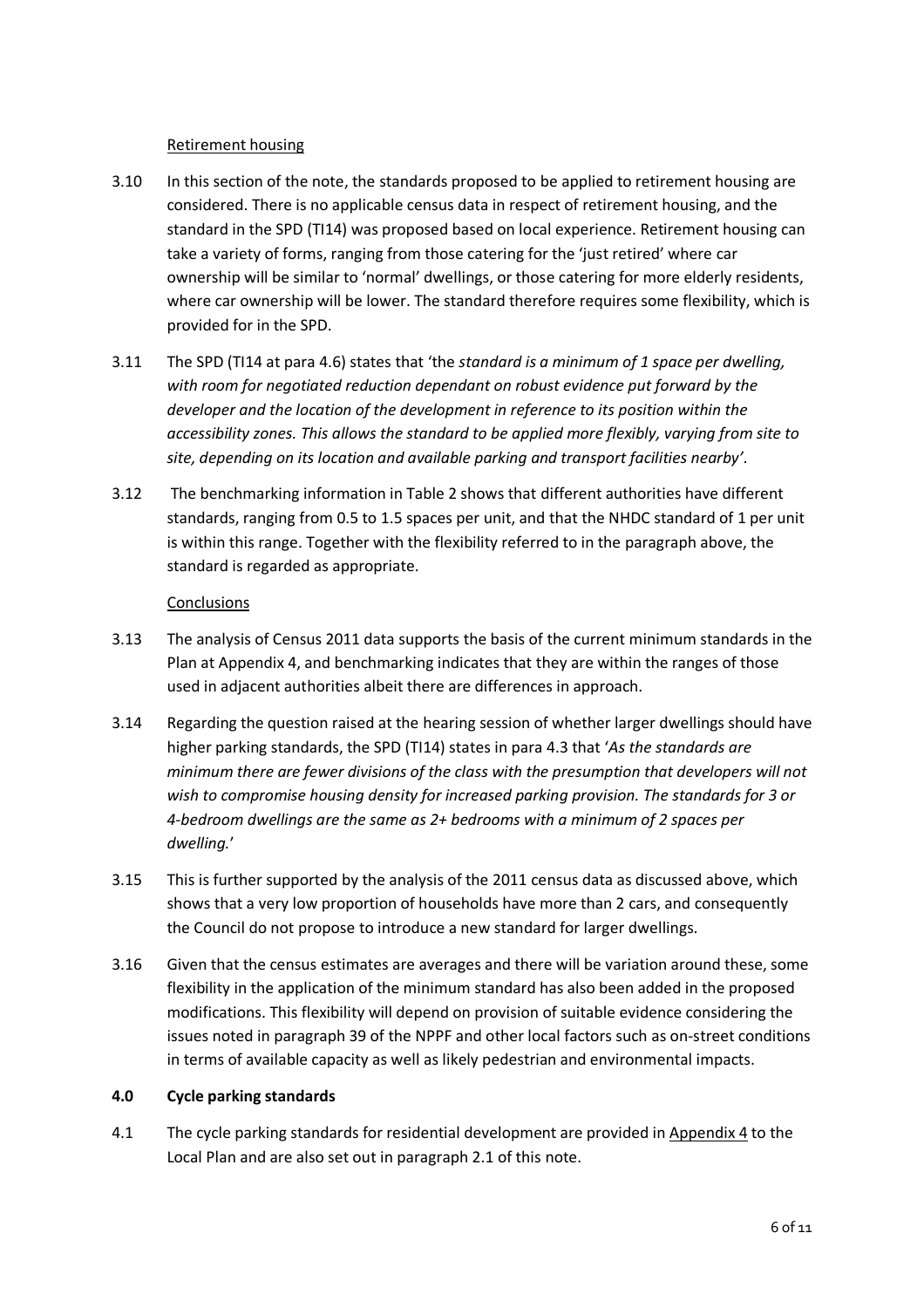Retirement housing

3.10 In this section of the note, the standards proposed to be applied to retirement housing are considered. There is no applicable census data in respect of retirement housing, and the standard in the SPD (TI14) was proposed based on local experience. Retirement housing can take a variety of forms, ranging from those catering for the 'just retired' where car ownership will be similar to 'normal' dwellings, or those catering for more elderly residents, where car ownership will be lower. The standard therefore requires some flexibility, which is provided for in the SPD.

3.11 The SPD (TI14 at para 4.6) states that 'the *standard is a minimum of 1 space per dwelling, with room for negotiated reduction dependant on robust evidence put forward by the developer and the location of the development in reference to its position within the accessibility zones. This allows the standard to be applied more flexibly, varying from site to site, depending on its location and available parking and transport facilities nearby'*.

3.12 The benchmarking information in Table 2 shows that different authorities have different standards, ranging from 0.5 to 1.5 spaces per unit, and that the NHDC standard of 1 per unit is within this range. Together with the flexibility referred to in the paragraph above, the standard is regarded as appropriate.

Conclusions

3.13 The analysis of Census 2011 data supports the basis of the current minimum standards in the Plan at Appendix 4, and benchmarking indicates that they are within the ranges of those used in adjacent authorities albeit there are differences in approach.

3.14 Regarding the question raised at the hearing session of whether larger dwellings should have higher parking standards, the SPD (TI14) states in para 4.3 that '*As the standards are minimum there are fewer divisions of the class with the presumption that developers will not wish to compromise housing density for increased parking provision. The standards for 3 or 4-bedroom dwellings are the same as 2+ bedrooms with a minimum of 2 spaces per dwelling.*'

3.15 This is further supported by the analysis of the 2011 census data as discussed above, which shows that a very low proportion of households have more than 2 cars, and consequently the Council do not propose to introduce a new standard for larger dwellings.

3.16 Given that the census estimates are averages and there will be variation around these, some flexibility in the application of the minimum standard has also been added in the proposed modifications. This flexibility will depend on provision of suitable evidence considering the issues noted in paragraph 39 of the NPPF and other local factors such as on-street conditions in terms of available capacity as well as likely pedestrian and environmental impacts.

## 4.0 Cycle parking standards

4.1 The cycle parking standards for residential development are provided in Appendix 4 to the Local Plan and are also set out in paragraph 2.1 of this note.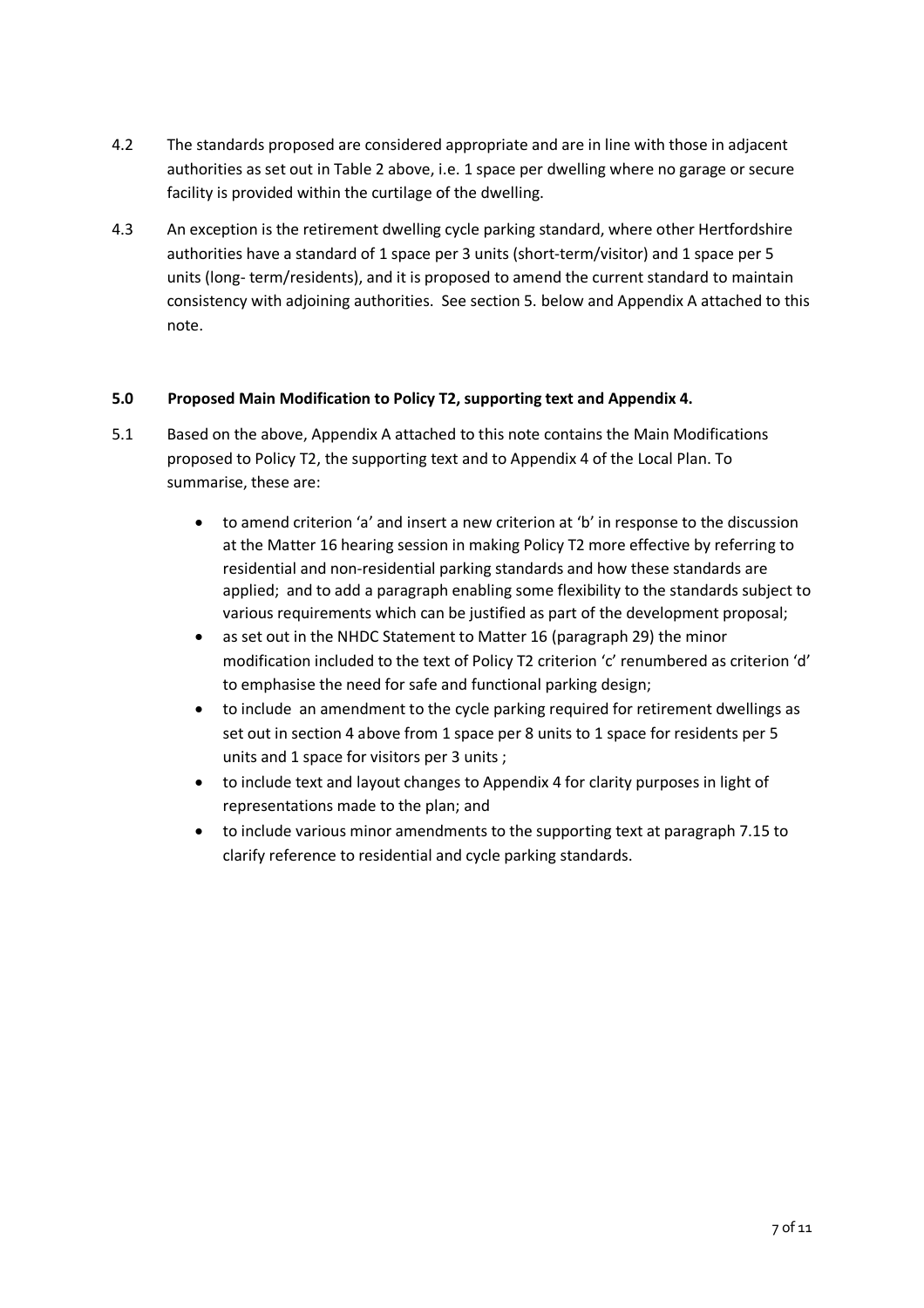4.2 The standards proposed are considered appropriate and are in line with those in adjacent authorities as set out in Table 2 above, i.e. 1 space per dwelling where no garage or secure facility is provided within the curtilage of the dwelling.

4.3 An exception is the retirement dwelling cycle parking standard, where other Hertfordshire authorities have a standard of 1 space per 3 units (short-term/visitor) and 1 space per 5 units (long- term/residents), and it is proposed to amend the current standard to maintain consistency with adjoining authorities. See section 5. below and Appendix A attached to this note.

## 5.0 Proposed Main Modification to Policy T2, supporting text and Appendix 4.

5.1 Based on the above, Appendix A attached to this note contains the Main Modifications proposed to Policy T2, the supporting text and to Appendix 4 of the Local Plan. To summarise, these are:

- to amend criterion 'a' and insert a new criterion at 'b' in response to the discussion at the Matter 16 hearing session in making Policy T2 more effective by referring to residential and non-residential parking standards and how these standards are applied; and to add a paragraph enabling some flexibility to the standards subject to various requirements which can be justified as part of the development proposal;
- as set out in the NHDC Statement to Matter 16 (paragraph 29) the minor modification included to the text of Policy T2 criterion 'c' renumbered as criterion 'd' to emphasise the need for safe and functional parking design;
- to include an amendment to the cycle parking required for retirement dwellings as set out in section 4 above from 1 space per 8 units to 1 space for residents per 5 units and 1 space for visitors per 3 units ;
- to include text and layout changes to Appendix 4 for clarity purposes in light of representations made to the plan; and
- to include various minor amendments to the supporting text at paragraph 7.15 to clarify reference to residential and cycle parking standards.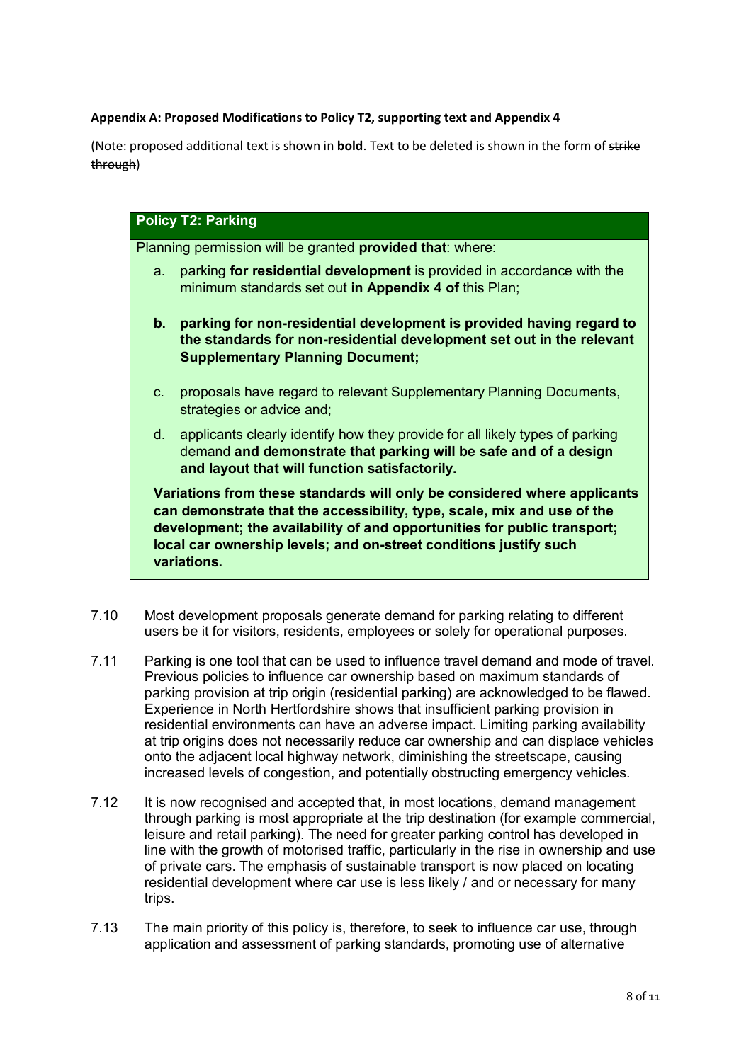**Appendix A: Proposed Modifications to Policy T2, supporting text and Appendix 4**

(Note: proposed additional text is shown in **bold**. Text to be deleted is shown in the form of ~~strike through~~)

**Policy T2: Parking**

Planning permission will be granted **provided that**: ~~where~~:

a. parking **for residential development** is provided in accordance with the minimum standards set out **in Appendix 4 of** this Plan;

**b. parking for non-residential development is provided having regard to the standards for non-residential development set out in the relevant Supplementary Planning Document;**

c. proposals have regard to relevant Supplementary Planning Documents, strategies or advice and;

d. applicants clearly identify how they provide for all likely types of parking demand **and demonstrate that parking will be safe and of a design and layout that will function satisfactorily.**

**Variations from these standards will only be considered where applicants can demonstrate that the accessibility, type, scale, mix and use of the development; the availability of and opportunities for public transport; local car ownership levels; and on-street conditions justify such variations.**

7.10 Most development proposals generate demand for parking relating to different users be it for visitors, residents, employees or solely for operational purposes.

7.11 Parking is one tool that can be used to influence travel demand and mode of travel. Previous policies to influence car ownership based on maximum standards of parking provision at trip origin (residential parking) are acknowledged to be flawed. Experience in North Hertfordshire shows that insufficient parking provision in residential environments can have an adverse impact. Limiting parking availability at trip origins does not necessarily reduce car ownership and can displace vehicles onto the adjacent local highway network, diminishing the streetscape, causing increased levels of congestion, and potentially obstructing emergency vehicles.

7.12 It is now recognised and accepted that, in most locations, demand management through parking is most appropriate at the trip destination (for example commercial, leisure and retail parking). The need for greater parking control has developed in line with the growth of motorised traffic, particularly in the rise in ownership and use of private cars. The emphasis of sustainable transport is now placed on locating residential development where car use is less likely / and or necessary for many trips.

7.13 The main priority of this policy is, therefore, to seek to influence car use, through application and assessment of parking standards, promoting use of alternative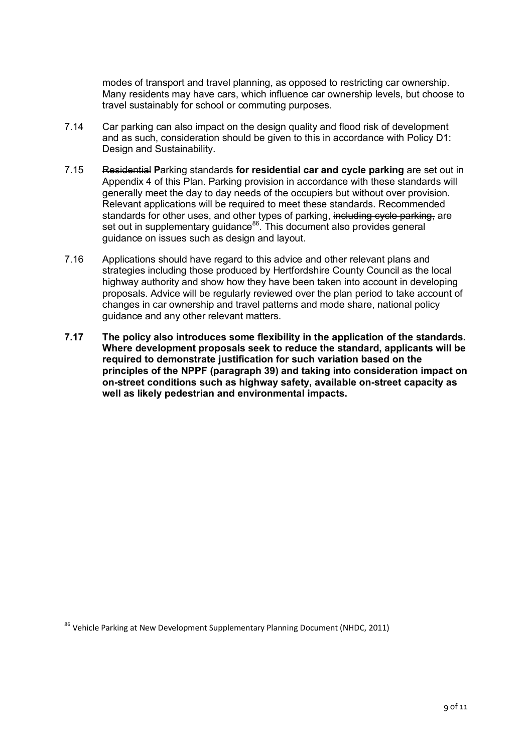modes of transport and travel planning, as opposed to restricting car ownership. Many residents may have cars, which influence car ownership levels, but choose to travel sustainably for school or commuting purposes.

7.14 Car parking can also impact on the design quality and flood risk of development and as such, consideration should be given to this in accordance with Policy D1: Design and Sustainability.

7.15 ~~Residential~~ **P**arking standards **for residential car and cycle parking** are set out in Appendix 4 of this Plan. Parking provision in accordance with these standards will generally meet the day to day needs of the occupiers but without over provision. Relevant applications will be required to meet these standards. Recommended standards for other uses, and other types of parking, ~~including cycle parking,~~ are set out in supplementary guidance[86]. This document also provides general guidance on issues such as design and layout.

7.16 Applications should have regard to this advice and other relevant plans and strategies including those produced by Hertfordshire County Council as the local highway authority and show how they have been taken into account in developing proposals. Advice will be regularly reviewed over the plan period to take account of changes in car ownership and travel patterns and mode share, national policy guidance and any other relevant matters.

**7.17 The policy also introduces some flexibility in the application of the standards. Where development proposals seek to reduce the standard, applicants will be required to demonstrate justification for such variation based on the principles of the NPPF (paragraph 39) and taking into consideration impact on on-street conditions such as highway safety, available on-street capacity as well as likely pedestrian and environmental impacts.**

[86] Vehicle Parking at New Development Supplementary Planning Document (NHDC, 2011)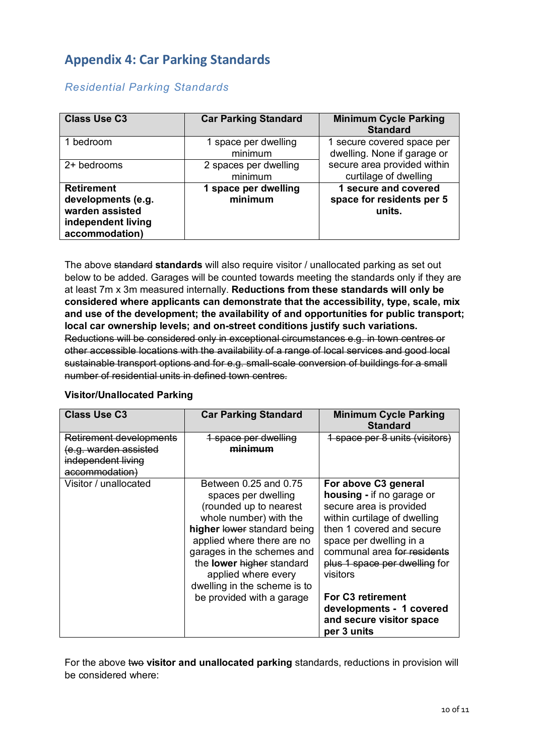## Appendix 4: Car Parking Standards

### *Residential Parking Standards*

| Class Use C3 | Car Parking Standard | Minimum Cycle Parking Standard |
|---|---|---|
| 1 bedroom | 1 space per dwelling minimum | 1 secure covered space per dwelling. None if garage or secure area provided within curtilage of dwelling |
| 2+ bedrooms | 2 spaces per dwelling minimum | |
| **Retirement developments (e.g. warden assisted independent living accommodation)** | **1 space per dwelling minimum** | **1 secure and covered space for residents per 5 units.** |

The above ~~standard~~ **standards** will also require visitor / unallocated parking as set out below to be added. Garages will be counted towards meeting the standards only if they are at least 7m x 3m measured internally. **Reductions from these standards will only be considered where applicants can demonstrate that the accessibility, type, scale, mix and use of the development; the availability of and opportunities for public transport; local car ownership levels; and on-street conditions justify such variations.** ~~Reductions will be considered only in exceptional circumstances e.g. in town centres or other accessible locations with the availability of a range of local services and good local sustainable transport options and for e.g. small-scale conversion of buildings for a small number of residential units in defined town centres.~~

**Visitor/Unallocated Parking**

| Class Use C3 | Car Parking Standard | Minimum Cycle Parking Standard |
|---|---|---|
| ~~Retirement developments (e.g. warden assisted independent living accommodation)~~ | ~~1 space per dwelling **minimum**~~ | ~~1 space per 8 units (visitors)~~ |
| Visitor / unallocated | Between 0.25 and 0.75 spaces per dwelling (rounded up to nearest whole number) with the **higher** ~~lower~~ standard being applied where there are no garages in the schemes and the **lower** ~~higher~~ standard applied where every dwelling in the scheme is to be provided with a garage | **For above C3 general housing -** if no garage or secure area is provided within curtilage of dwelling then 1 covered and secure space per dwelling in a communal area ~~for residents plus 1 space per dwelling~~ for visitors<br><br>**For C3 retirement developments - 1 covered and secure visitor space per 3 units** |

For the above ~~two~~ **visitor and unallocated parking** standards, reductions in provision will be considered where: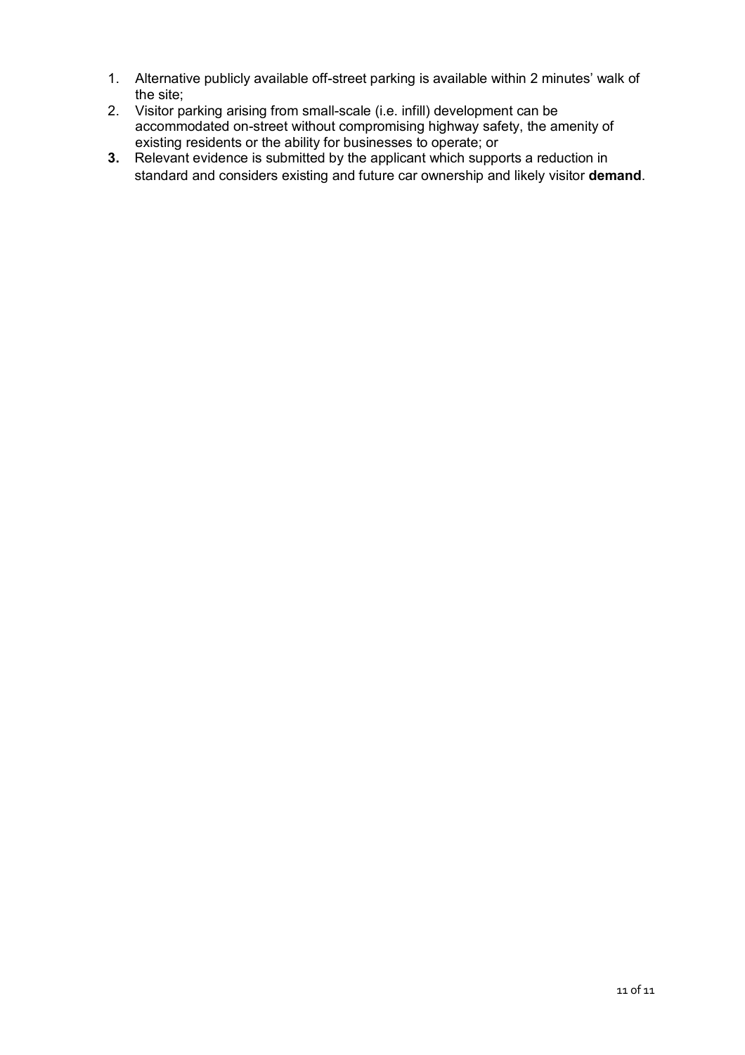1. Alternative publicly available off-street parking is available within 2 minutes' walk of the site;
2. Visitor parking arising from small-scale (i.e. infill) development can be accommodated on-street without compromising highway safety, the amenity of existing residents or the ability for businesses to operate; or
3. Relevant evidence is submitted by the applicant which supports a reduction in standard and considers existing and future car ownership and likely visitor **demand**.